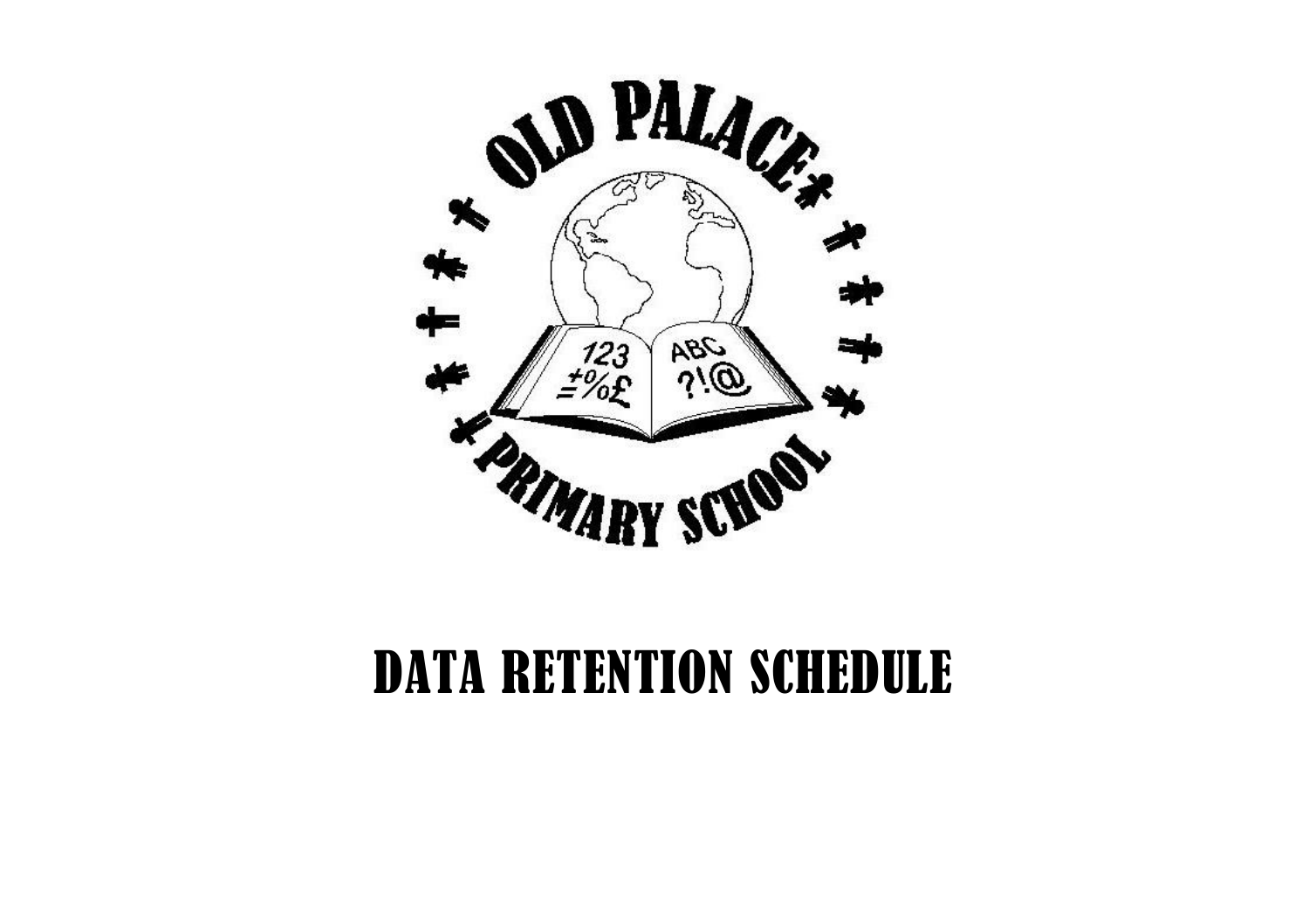# DATA RETENTION SCHEDULE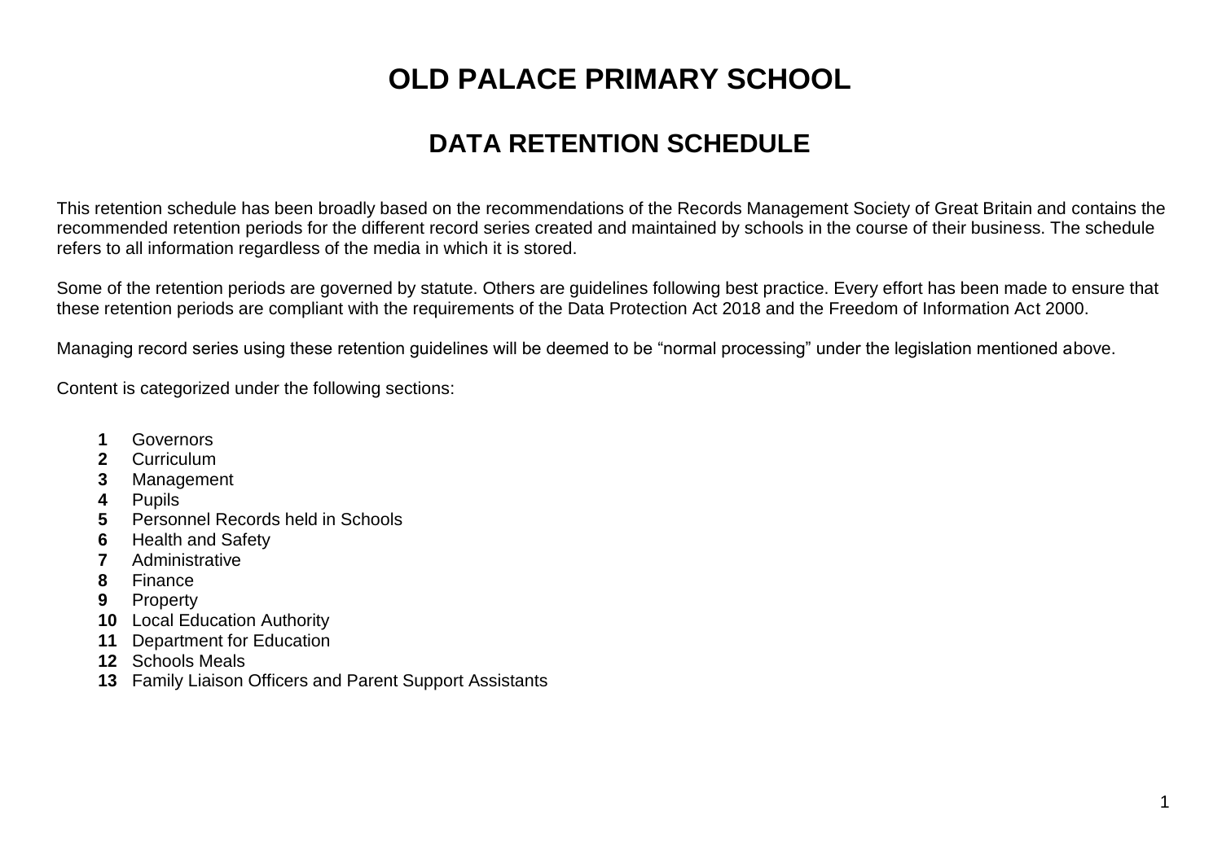# OLD PALACE PRIMARY SCHOOL

## DATA RETENTION SCHEDULE

This retention schedule has been broadly based on the recommendations of the Records Management Society of Great Britain and contains the recommended retention periods for the different record series created and maintained by schools in the course of their business. The schedule refers to all information regardless of the media in which it is stored.

Some of the retention periods are governed by statute. Others are guidelines following best practice. Every effort has been made to ensure that these retention periods are compliant with the requirements of the Data Protection Act 2018 and the Freedom of Information Act 2000.

Managing record series using these retention guidelines will be deemed to be "normal processing" under the legislation mentioned above.

Content is categorized under the following sections:

- **1** Governors
- **2** Curriculum
- **3** Management
- **4** Pupils
- **5** Personnel Records held in Schools
- **6** Health and Safety
- **7** Administrative
- **8** Finance
- **9** Property
- **10** Local Education Authority
- **11** Department for Education
- **12** Schools Meals
- **13** Family Liaison Officers and Parent Support Assistants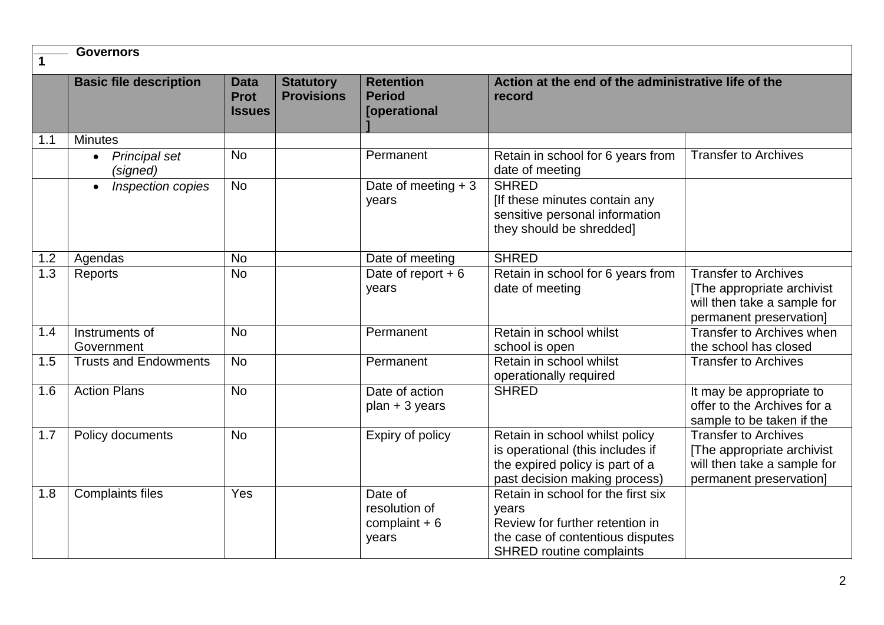| 1 | Governors | | | | | |
|---|---|---|---|---|---|---|
| | **Basic file description** | **Data Prot Issues** | **Statutory Provisions** | **Retention Period [operational]** | **Action at the end of the administrative life of the record** | |
| 1.1 | Minutes | | | | | |
| | • *Principal set (signed)* | No | | Permanent | Retain in school for 6 years from date of meeting | Transfer to Archives |
| | • *Inspection copies* | No | | Date of meeting + 3 years | SHRED [If these minutes contain any sensitive personal information they should be shredded] | |
| 1.2 | Agendas | No | | Date of meeting | SHRED | |
| 1.3 | Reports | No | | Date of report + 6 years | Retain in school for 6 years from date of meeting | Transfer to Archives [The appropriate archivist will then take a sample for permanent preservation] |
| 1.4 | Instruments of Government | No | | Permanent | Retain in school whilst school is open | Transfer to Archives when the school has closed |
| 1.5 | Trusts and Endowments | No | | Permanent | Retain in school whilst operationally required | Transfer to Archives |
| 1.6 | Action Plans | No | | Date of action plan + 3 years | SHRED | It may be appropriate to offer to the Archives for a sample to be taken if the |
| 1.7 | Policy documents | No | | Expiry of policy | Retain in school whilst policy is operational (this includes if the expired policy is part of a past decision making process) | Transfer to Archives [The appropriate archivist will then take a sample for permanent preservation] |
| 1.8 | Complaints files | Yes | | Date of resolution of complaint + 6 years | Retain in school for the first six years Review for further retention in the case of contentious disputes SHRED routine complaints | |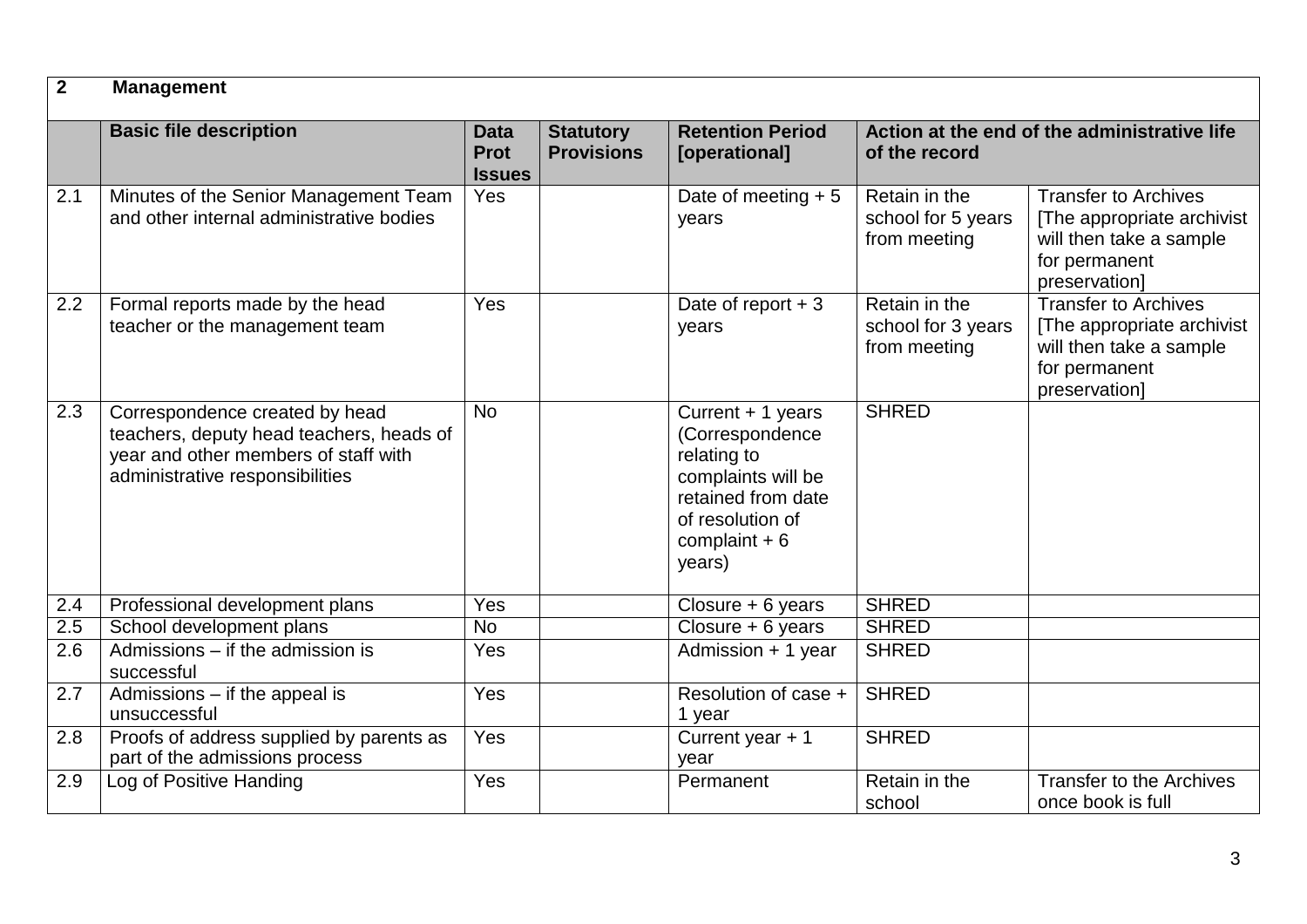| 2 | Management | | | | | |
|---|---|---|---|---|---|---|
| | **Basic file description** | **Data Prot Issues** | **Statutory Provisions** | **Retention Period [operational]** | **Action at the end of the administrative life of the record** | |
| 2.1 | Minutes of the Senior Management Team and other internal administrative bodies | Yes | | Date of meeting + 5 years | Retain in the school for 5 years from meeting | Transfer to Archives [The appropriate archivist will then take a sample for permanent preservation] |
| 2.2 | Formal reports made by the head teacher or the management team | Yes | | Date of report + 3 years | Retain in the school for 3 years from meeting | Transfer to Archives [The appropriate archivist will then take a sample for permanent preservation] |
| 2.3 | Correspondence created by head teachers, deputy head teachers, heads of year and other members of staff with administrative responsibilities | No | | Current + 1 years (Correspondence relating to complaints will be retained from date of resolution of complaint + 6 years) | SHRED | |
| 2.4 | Professional development plans | Yes | | Closure + 6 years | SHRED | |
| 2.5 | School development plans | No | | Closure + 6 years | SHRED | |
| 2.6 | Admissions – if the admission is successful | Yes | | Admission + 1 year | SHRED | |
| 2.7 | Admissions – if the appeal is unsuccessful | Yes | | Resolution of case + 1 year | SHRED | |
| 2.8 | Proofs of address supplied by parents as part of the admissions process | Yes | | Current year + 1 year | SHRED | |
| 2.9 | Log of Positive Handing | Yes | | Permanent | Retain in the school | Transfer to the Archives once book is full |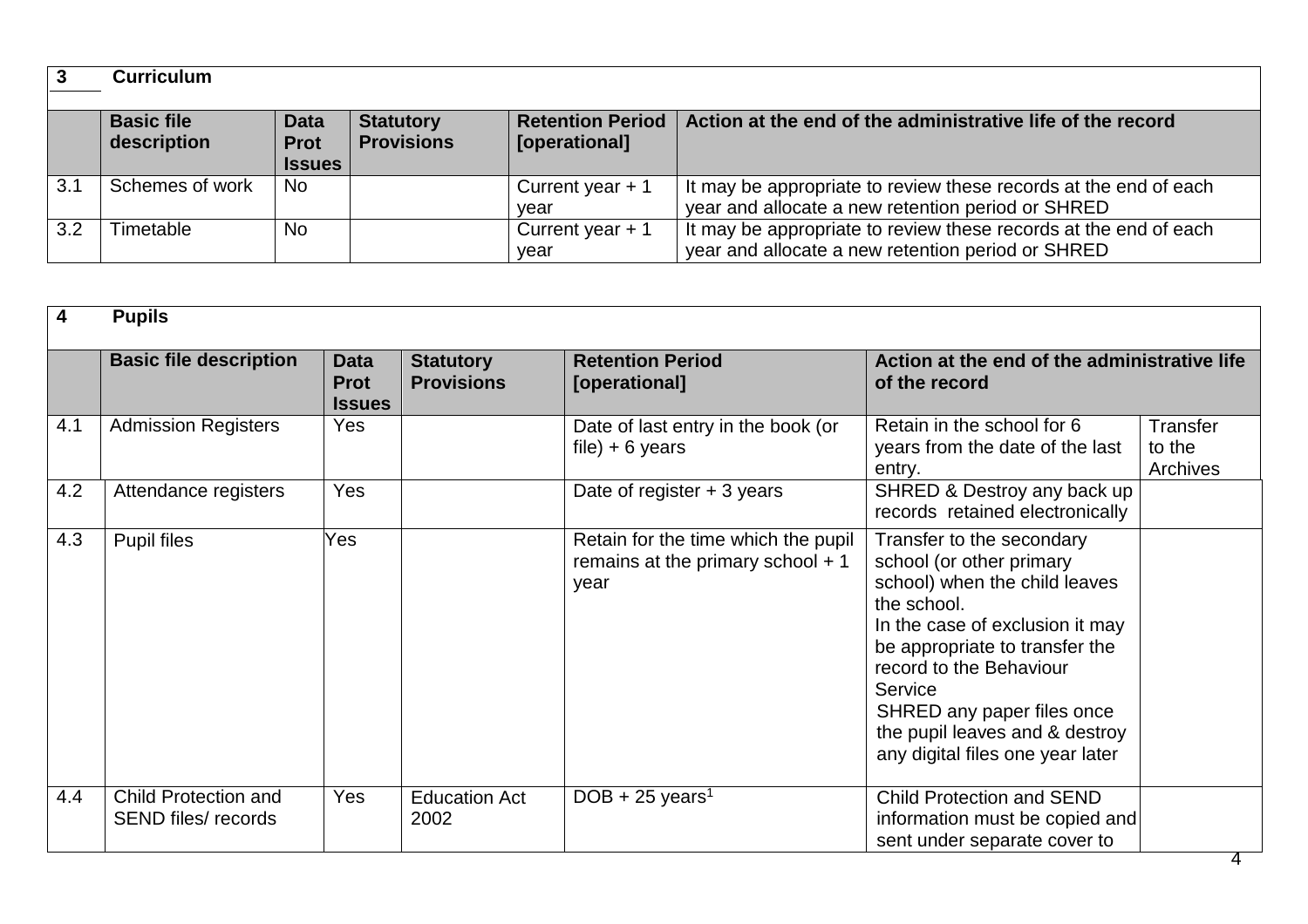| 3 | Curriculum | | | | |
|---|---|---|---|---|---|
| | **Basic file description** | **Data Prot Issues** | **Statutory Provisions** | **Retention Period [operational]** | **Action at the end of the administrative life of the record** |
| 3.1 | Schemes of work | No | | Current year + 1 year | It may be appropriate to review these records at the end of each year and allocate a new retention period or SHRED |
| 3.2 | Timetable | No | | Current year + 1 year | It may be appropriate to review these records at the end of each year and allocate a new retention period or SHRED |

| 4 | Pupils | | | | | |
|---|---|---|---|---|---|---|
| | **Basic file description** | **Data Prot Issues** | **Statutory Provisions** | **Retention Period [operational]** | **Action at the end of the administrative life of the record** | |
| 4.1 | Admission Registers | Yes | | Date of last entry in the book (or file) + 6 years | Retain in the school for 6 years from the date of the last entry. | Transfer to the Archives |
| 4.2 | Attendance registers | Yes | | Date of register + 3 years | SHRED & Destroy any back up records retained electronically | |
| 4.3 | Pupil files | Yes | | Retain for the time which the pupil remains at the primary school + 1 year | Transfer to the secondary school (or other primary school) when the child leaves the school. In the case of exclusion it may be appropriate to transfer the record to the Behaviour Service SHRED any paper files once the pupil leaves and & destroy any digital files one year later | |
| 4.4 | Child Protection and SEND files/ records | Yes | Education Act 2002 | DOB + 25 years[1] | Child Protection and SEND information must be copied and sent under separate cover to | |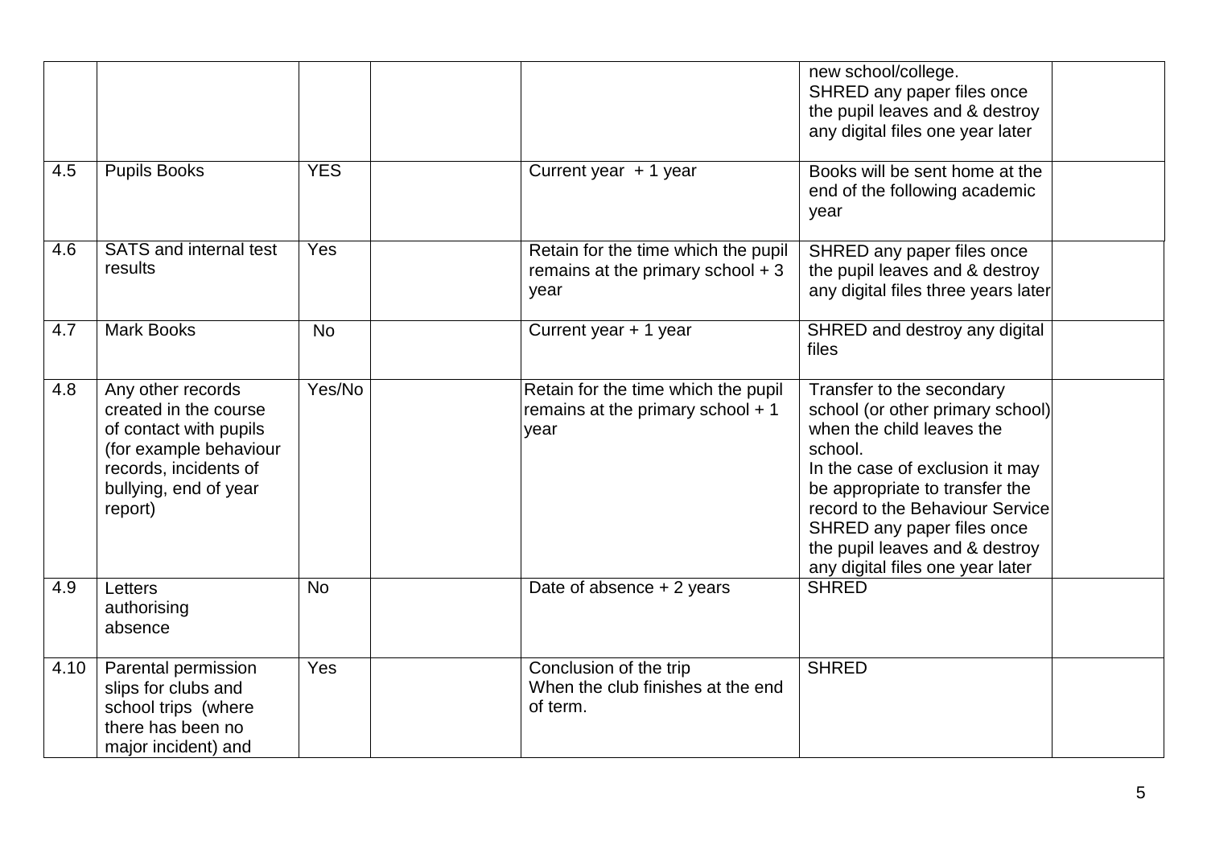| | | | | | | |
|---|---|---|---|---|---|---|
| | | | | | new school/college.<br>SHRED any paper files once the pupil leaves and & destroy any digital files one year later | |
| 4.5 | Pupils Books | YES | | Current year + 1 year | Books will be sent home at the end of the following academic year | |
| 4.6 | SATS and internal test results | Yes | | Retain for the time which the pupil remains at the primary school + 3 year | SHRED any paper files once the pupil leaves and & destroy any digital files three years later | |
| 4.7 | Mark Books | No | | Current year + 1 year | SHRED and destroy any digital files | |
| 4.8 | Any other records created in the course of contact with pupils (for example behaviour records, incidents of bullying, end of year report) | Yes/No | | Retain for the time which the pupil remains at the primary school + 1 year | Transfer to the secondary school (or other primary school) when the child leaves the school.<br>In the case of exclusion it may be appropriate to transfer the record to the Behaviour Service<br>SHRED any paper files once the pupil leaves and & destroy any digital files one year later | |
| 4.9 | Letters authorising absence | No | | Date of absence + 2 years | SHRED | |
| 4.10 | Parental permission slips for clubs and school trips (where there has been no major incident) and | Yes | | Conclusion of the trip<br>When the club finishes at the end of term. | SHRED | |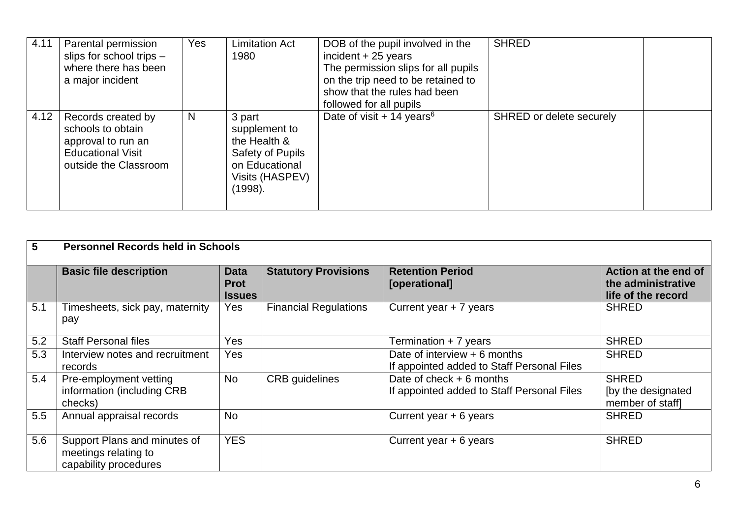| 4.11 | Parental permission slips for school trips – where there has been a major incident | Yes | Limitation Act 1980 | DOB of the pupil involved in the incident + 25 years The permission slips for all pupils on the trip need to be retained to show that the rules had been followed for all pupils | SHRED | |
|---|---|---|---|---|---|---|
| 4.12 | Records created by schools to obtain approval to run an Educational Visit outside the Classroom | N | 3 part supplement to the Health & Safety of Pupils on Educational Visits (HASPEV) (1998). | Date of visit + 14 years[6] | SHRED or delete securely | |

| **5** | **Personnel Records held in Schools** | | | | |
|---|---|---|---|---|---|
| | **Basic file description** | **Data Prot Issues** | **Statutory Provisions** | **Retention Period [operational]** | **Action at the end of the administrative life of the record** |
| 5.1 | Timesheets, sick pay, maternity pay | Yes | Financial Regulations | Current year + 7 years | SHRED |
| 5.2 | Staff Personal files | Yes | | Termination + 7 years | SHRED |
| 5.3 | Interview notes and recruitment records | Yes | | Date of interview + 6 months If appointed added to Staff Personal Files | SHRED |
| 5.4 | Pre-employment vetting information (including CRB checks) | No | CRB guidelines | Date of check + 6 months If appointed added to Staff Personal Files | SHRED [by the designated member of staff] |
| 5.5 | Annual appraisal records | No | | Current year + 6 years | SHRED |
| 5.6 | Support Plans and minutes of meetings relating to capability procedures | YES | | Current year + 6 years | SHRED |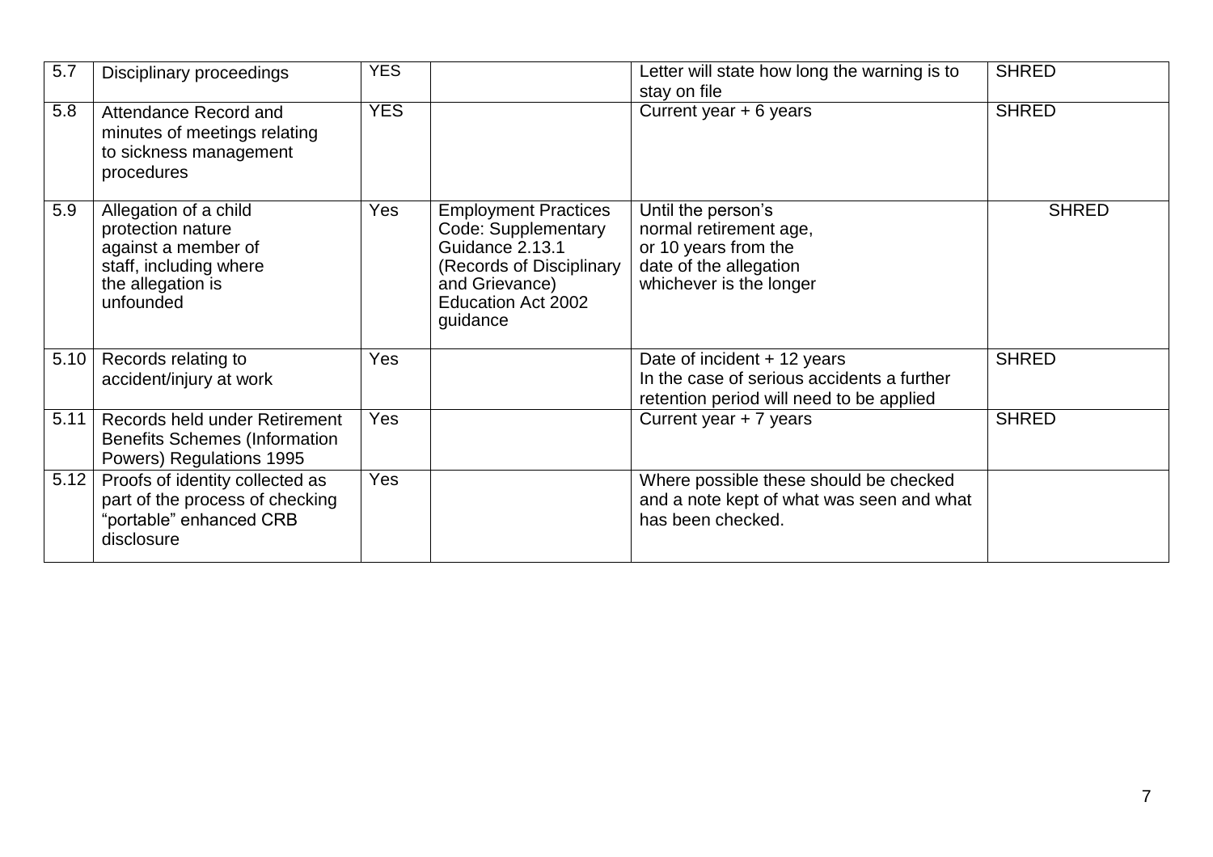| 5.7 | Disciplinary proceedings | YES | | Letter will state how long the warning is to stay on file | SHRED |
|---|---|---|---|---|---|
| 5.8 | Attendance Record and minutes of meetings relating to sickness management procedures | YES | | Current year + 6 years | SHRED |
| 5.9 | Allegation of a child protection nature against a member of staff, including where the allegation is unfounded | Yes | Employment Practices Code: Supplementary Guidance 2.13.1 (Records of Disciplinary and Grievance) Education Act 2002 guidance | Until the person's normal retirement age, or 10 years from the date of the allegation whichever is the longer | SHRED |
| 5.10 | Records relating to accident/injury at work | Yes | | Date of incident + 12 years In the case of serious accidents a further retention period will need to be applied | SHRED |
| 5.11 | Records held under Retirement Benefits Schemes (Information Powers) Regulations 1995 | Yes | | Current year + 7 years | SHRED |
| 5.12 | Proofs of identity collected as part of the process of checking "portable" enhanced CRB disclosure | Yes | | Where possible these should be checked and a note kept of what was seen and what has been checked. | |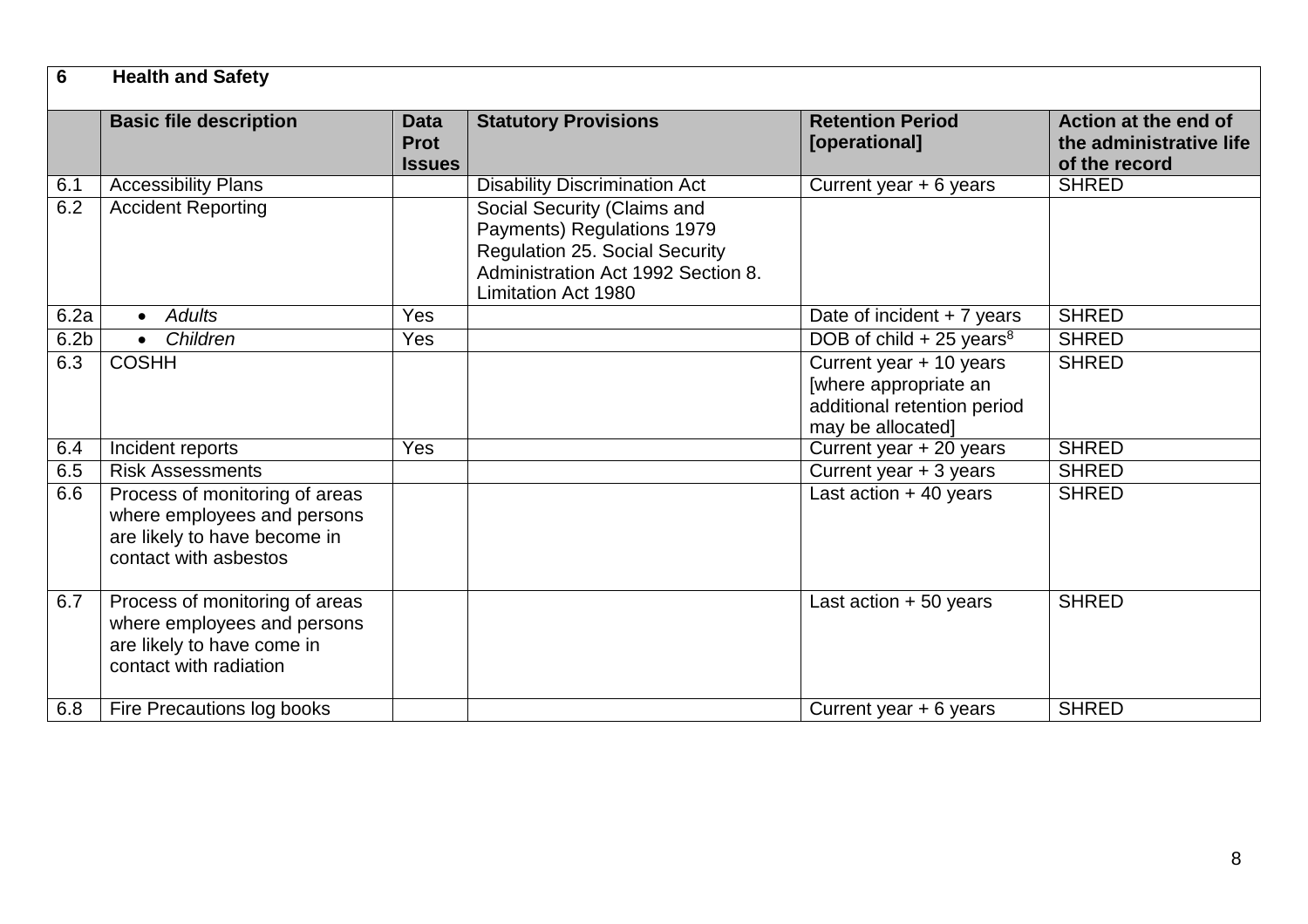| 6 | Health and Safety | | | | |
|---|---|---|---|---|---|
| | **Basic file description** | **Data Prot Issues** | **Statutory Provisions** | **Retention Period [operational]** | **Action at the end of the administrative life of the record** |
| 6.1 | Accessibility Plans | | Disability Discrimination Act | Current year + 6 years | SHRED |
| 6.2 | Accident Reporting | | Social Security (Claims and Payments) Regulations 1979 Regulation 25. Social Security Administration Act 1992 Section 8. Limitation Act 1980 | | |
| 6.2a | • *Adults* | Yes | | Date of incident + 7 years | SHRED |
| 6.2b | • *Children* | Yes | | DOB of child + 25 years[8] | SHRED |
| 6.3 | COSHH | | | Current year + 10 years [where appropriate an additional retention period may be allocated] | SHRED |
| 6.4 | Incident reports | Yes | | Current year + 20 years | SHRED |
| 6.5 | Risk Assessments | | | Current year + 3 years | SHRED |
| 6.6 | Process of monitoring of areas where employees and persons are likely to have become in contact with asbestos | | | Last action + 40 years | SHRED |
| 6.7 | Process of monitoring of areas where employees and persons are likely to have come in contact with radiation | | | Last action + 50 years | SHRED |
| 6.8 | Fire Precautions log books | | | Current year + 6 years | SHRED |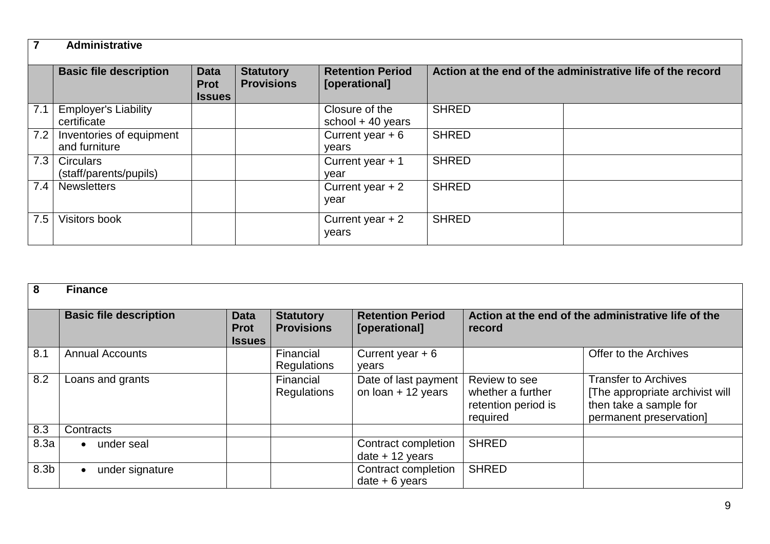| 7 | Administrative | | | | | |
|---|---|---|---|---|---|---|
| | **Basic file description** | **Data Prot Issues** | **Statutory Provisions** | **Retention Period [operational]** | **Action at the end of the administrative life of the record** | |
| 7.1 | Employer's Liability certificate | | | Closure of the school + 40 years | SHRED | |
| 7.2 | Inventories of equipment and furniture | | | Current year + 6 years | SHRED | |
| 7.3 | Circulars (staff/parents/pupils) | | | Current year + 1 year | SHRED | |
| 7.4 | Newsletters | | | Current year + 2 year | SHRED | |
| 7.5 | Visitors book | | | Current year + 2 years | SHRED | |

| 8 | Finance | | | | | |
|---|---|---|---|---|---|---|
| | **Basic file description** | **Data Prot Issues** | **Statutory Provisions** | **Retention Period [operational]** | **Action at the end of the administrative life of the record** | |
| 8.1 | Annual Accounts | | Financial Regulations | Current year + 6 years | | Offer to the Archives |
| 8.2 | Loans and grants | | Financial Regulations | Date of last payment on loan + 12 years | Review to see whether a further retention period is required | Transfer to Archives [The appropriate archivist will then take a sample for permanent preservation] |
| 8.3 | Contracts | | | | | |
| 8.3a | • under seal | | | Contract completion date + 12 years | SHRED | |
| 8.3b | • under signature | | | Contract completion date + 6 years | SHRED | |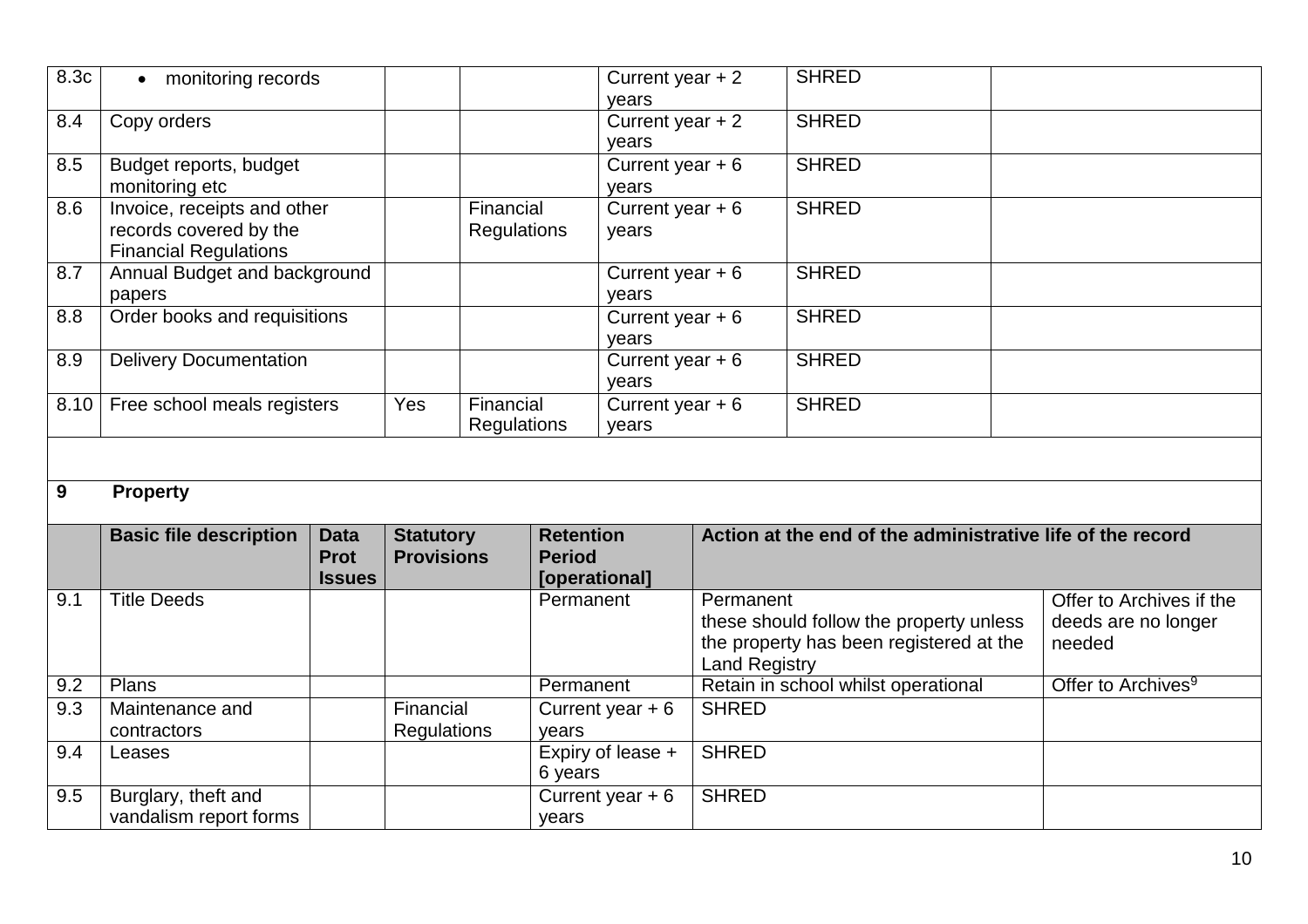| | | | | | | |
|---|---|---|---|---|---|---|
| 8.3c | • monitoring records | | | Current year + 2 years | SHRED | |
| 8.4 | Copy orders | | | Current year + 2 years | SHRED | |
| 8.5 | Budget reports, budget monitoring etc | | | Current year + 6 years | SHRED | |
| 8.6 | Invoice, receipts and other records covered by the Financial Regulations | | Financial Regulations | Current year + 6 years | SHRED | |
| 8.7 | Annual Budget and background papers | | | Current year + 6 years | SHRED | |
| 8.8 | Order books and requisitions | | | Current year + 6 years | SHRED | |
| 8.9 | Delivery Documentation | | | Current year + 6 years | SHRED | |
| 8.10 | Free school meals registers | Yes | Financial Regulations | Current year + 6 years | SHRED | |

**9 Property**

| | Basic file description | Data Prot Issues | Statutory Provisions | Retention Period [operational] | Action at the end of the administrative life of the record | |
|---|---|---|---|---|---|---|
| 9.1 | Title Deeds | | | Permanent | Permanent these should follow the property unless the property has been registered at the Land Registry | Offer to Archives if the deeds are no longer needed |
| 9.2 | Plans | | | Permanent | Retain in school whilst operational | Offer to Archives[9] |
| 9.3 | Maintenance and contractors | | Financial Regulations | Current year + 6 years | SHRED | |
| 9.4 | Leases | | | Expiry of lease + 6 years | SHRED | |
| 9.5 | Burglary, theft and vandalism report forms | | | Current year + 6 years | SHRED | |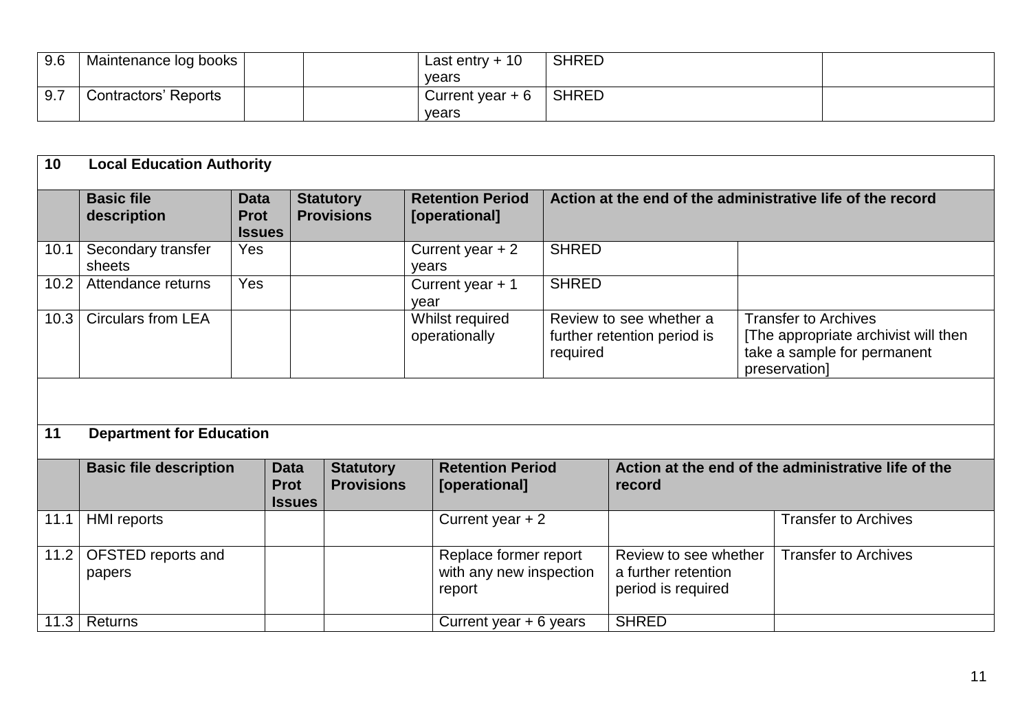| 9.6 | Maintenance log books | | | Last entry + 10 years | SHRED | |
|---|---|---|---|---|---|---|
| 9.7 | Contractors' Reports | | | Current year + 6 years | SHRED | |

| **10** | **Local Education Authority** | | | | | |
|---|---|---|---|---|---|---|
| | **Basic file description** | **Data Prot Issues** | **Statutory Provisions** | **Retention Period [operational]** | **Action at the end of the administrative life of the record** | |
| 10.1 | Secondary transfer sheets | Yes | | Current year + 2 years | SHRED | |
| 10.2 | Attendance returns | Yes | | Current year + 1 year | SHRED | |
| 10.3 | Circulars from LEA | | | Whilst required operationally | Review to see whether a further retention period is required | Transfer to Archives [The appropriate archivist will then take a sample for permanent preservation] |

| **11** | **Department for Education** | | | | | |
|---|---|---|---|---|---|---|
| | **Basic file description** | **Data Prot Issues** | **Statutory Provisions** | **Retention Period [operational]** | **Action at the end of the administrative life of the record** | |
| 11.1 | HMI reports | | | Current year + 2 | | Transfer to Archives |
| 11.2 | OFSTED reports and papers | | | Replace former report with any new inspection report | Review to see whether a further retention period is required | Transfer to Archives |
| 11.3 | Returns | | | Current year + 6 years | SHRED | |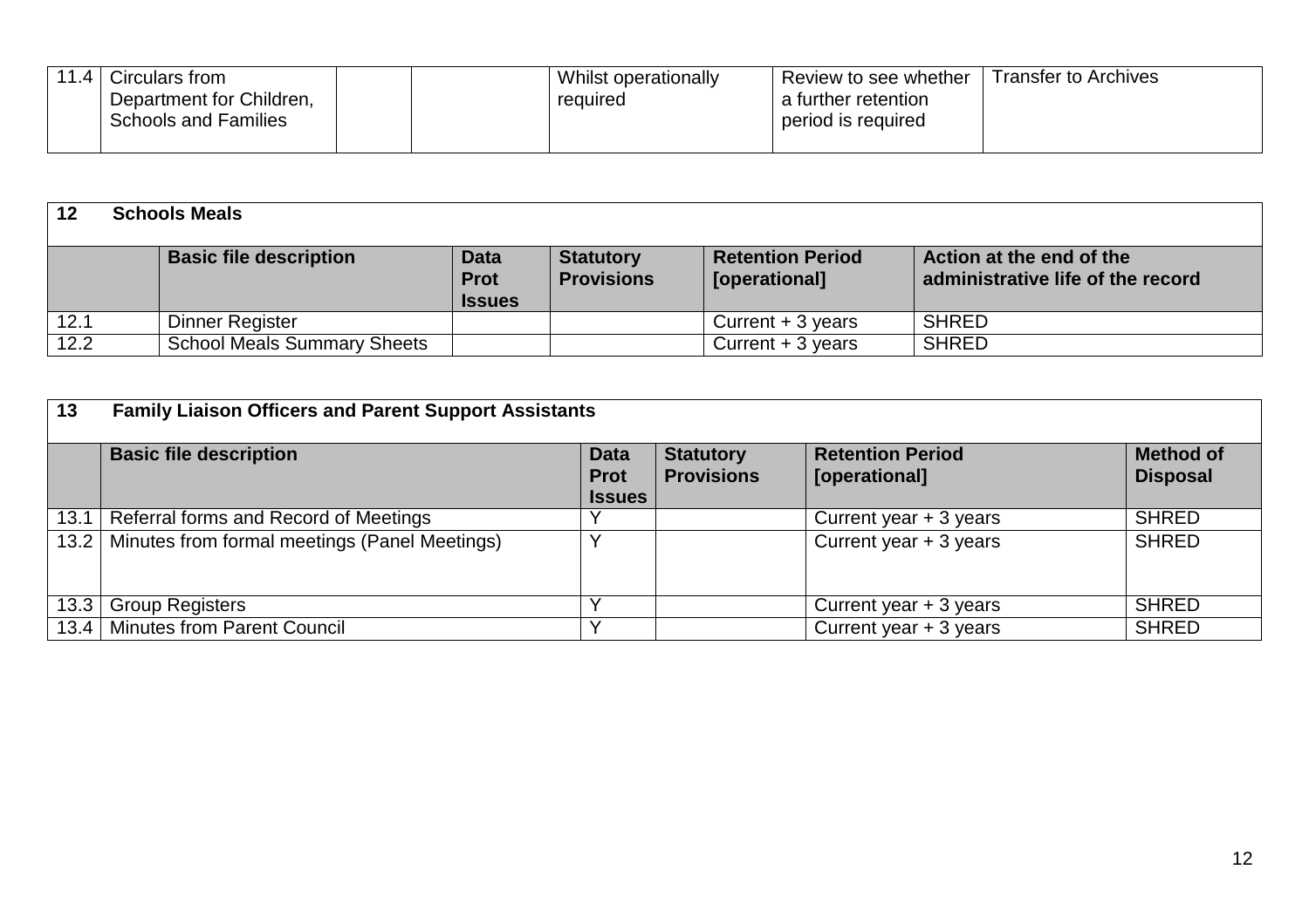| | | | | | | |
|---|---|---|---|---|---|---|
| 11.4 | Circulars from Department for Children, Schools and Families | | | Whilst operationally required | Review to see whether a further retention period is required | Transfer to Archives |

| 12 | Schools Meals | | | | |
|---|---|---|---|---|---|
| | **Basic file description** | **Data Prot Issues** | **Statutory Provisions** | **Retention Period [operational]** | **Action at the end of the administrative life of the record** |
| 12.1 | Dinner Register | | | Current + 3 years | SHRED |
| 12.2 | School Meals Summary Sheets | | | Current + 3 years | SHRED |

| 13 | Family Liaison Officers and Parent Support Assistants | | | | |
|---|---|---|---|---|---|
| | **Basic file description** | **Data Prot Issues** | **Statutory Provisions** | **Retention Period [operational]** | **Method of Disposal** |
| 13.1 | Referral forms and Record of Meetings | Y | | Current year + 3 years | SHRED |
| 13.2 | Minutes from formal meetings (Panel Meetings) | Y | | Current year + 3 years | SHRED |
| 13.3 | Group Registers | Y | | Current year + 3 years | SHRED |
| 13.4 | Minutes from Parent Council | Y | | Current year + 3 years | SHRED |